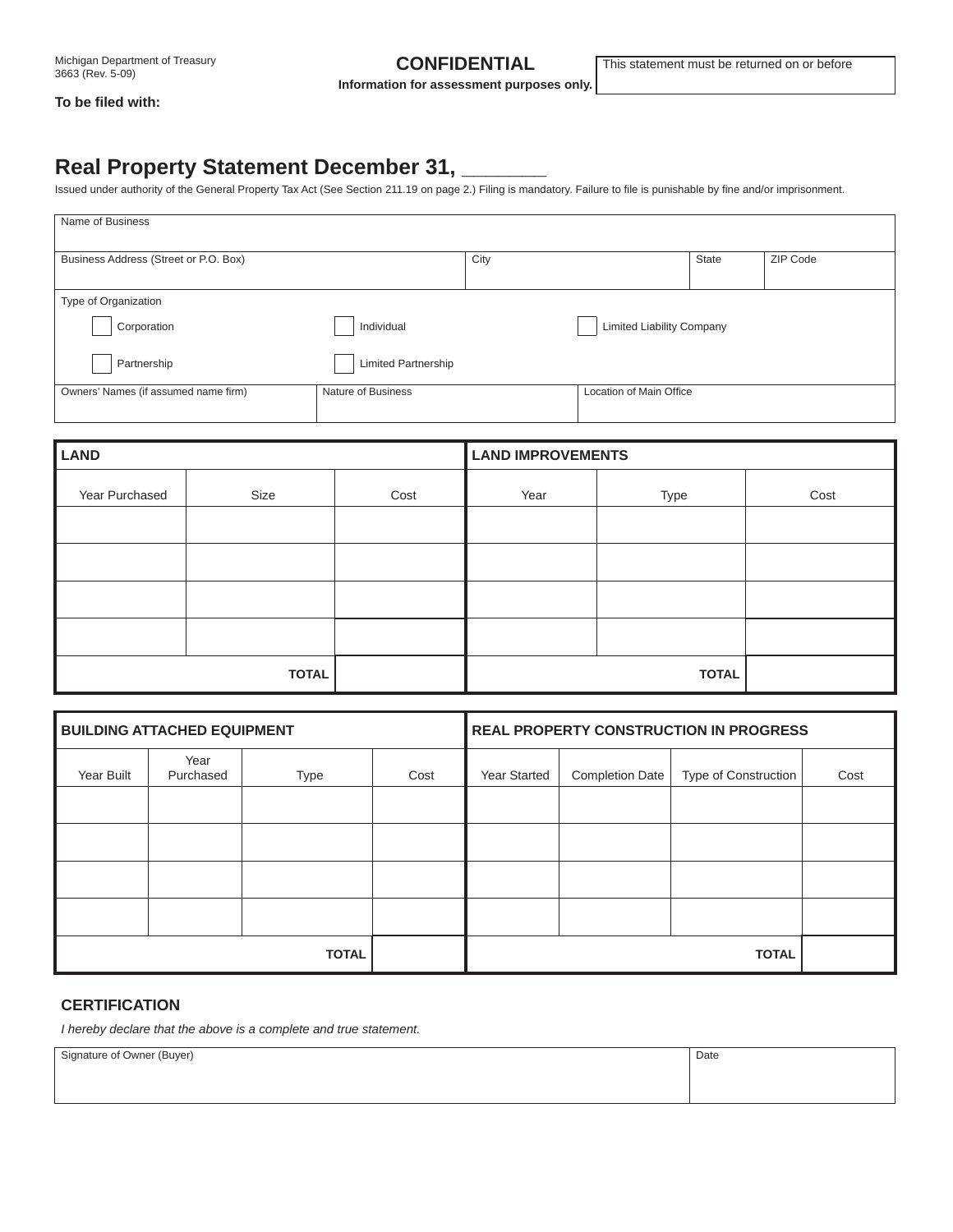Michigan Department of Treasury
3663 (Rev. 5-09)

**To be filed with:**

**CONFIDENTIAL**
**Information for assessment purposes only.**

This statement must be returned on or before

# Real Property Statement December 31, ________

Issued under authority of the General Property Tax Act (See Section 211.19 on page 2.) Filing is mandatory. Failure to file is punishable by fine and/or imprisonment.

| Name of Business | | | |
|---|---|---|---|
| Business Address (Street or P.O. Box) | City | State | ZIP Code |

Type of Organization

- ☐ Corporation
- ☐ Individual
- ☐ Limited Liability Company
- ☐ Partnership
- ☐ Limited Partnership

| Owners' Names (if assumed name firm) | Nature of Business | Location of Main Office |
|---|---|---|
| | | |

| LAND | | | LAND IMPROVEMENTS | | |
|---|---|---|---|---|---|
| Year Purchased | Size | Cost | Year | Type | Cost |
| | | | | | |
| | | | | | |
| | | | | | |
| | | | | | |
| | TOTAL | | | TOTAL | |

| BUILDING ATTACHED EQUIPMENT | | | | REAL PROPERTY CONSTRUCTION IN PROGRESS | | | |
|---|---|---|---|---|---|---|---|
| Year Built | Year Purchased | Type | Cost | Year Started | Completion Date | Type of Construction | Cost |
| | | | | | | | |
| | | | | | | | |
| | | | | | | | |
| | | | | | | | |
| | | TOTAL | | | | TOTAL | |

## CERTIFICATION

*I hereby declare that the above is a complete and true statement.*

| Signature of Owner (Buyer) | Date |
|---|---|
| | |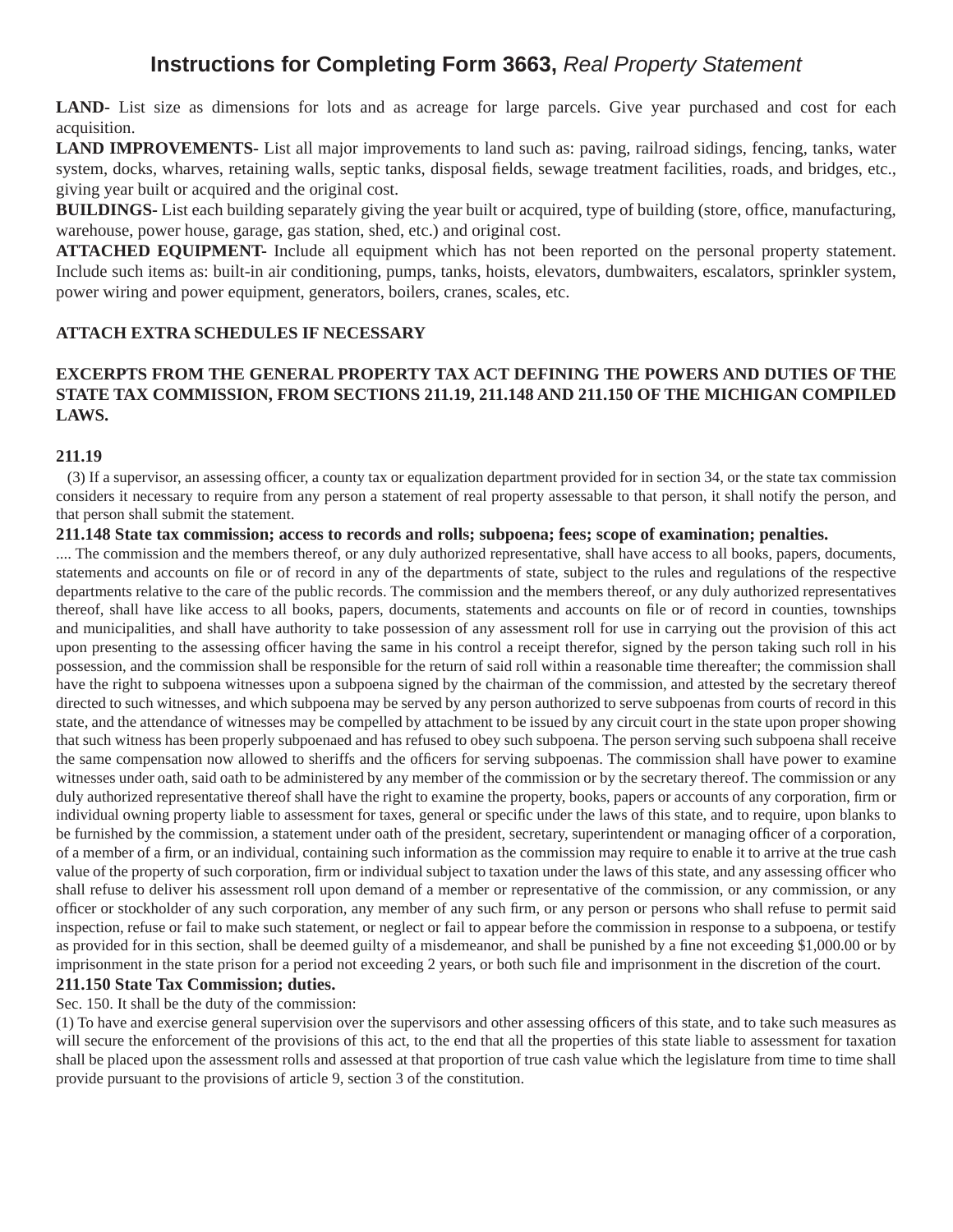# Instructions for Completing Form 3663, *Real Property Statement*

**LAND-** List size as dimensions for lots and as acreage for large parcels. Give year purchased and cost for each acquisition.

**LAND IMPROVEMENTS-** List all major improvements to land such as: paving, railroad sidings, fencing, tanks, water system, docks, wharves, retaining walls, septic tanks, disposal fields, sewage treatment facilities, roads, and bridges, etc., giving year built or acquired and the original cost.

**BUILDINGS-** List each building separately giving the year built or acquired, type of building (store, office, manufacturing, warehouse, power house, garage, gas station, shed, etc.) and original cost.

**ATTACHED EQUIPMENT-** Include all equipment which has not been reported on the personal property statement. Include such items as: built-in air conditioning, pumps, tanks, hoists, elevators, dumbwaiters, escalators, sprinkler system, power wiring and power equipment, generators, boilers, cranes, scales, etc.

**ATTACH EXTRA SCHEDULES IF NECESSARY**

**EXCERPTS FROM THE GENERAL PROPERTY TAX ACT DEFINING THE POWERS AND DUTIES OF THE STATE TAX COMMISSION, FROM SECTIONS 211.19, 211.148 AND 211.150 OF THE MICHIGAN COMPILED LAWS.**

**211.19**

(3) If a supervisor, an assessing officer, a county tax or equalization department provided for in section 34, or the state tax commission considers it necessary to require from any person a statement of real property assessable to that person, it shall notify the person, and that person shall submit the statement.

**211.148 State tax commission; access to records and rolls; subpoena; fees; scope of examination; penalties.**

.... The commission and the members thereof, or any duly authorized representative, shall have access to all books, papers, documents, statements and accounts on file or of record in any of the departments of state, subject to the rules and regulations of the respective departments relative to the care of the public records. The commission and the members thereof, or any duly authorized representatives thereof, shall have like access to all books, papers, documents, statements and accounts on file or of record in counties, townships and municipalities, and shall have authority to take possession of any assessment roll for use in carrying out the provision of this act upon presenting to the assessing officer having the same in his control a receipt therefor, signed by the person taking such roll in his possession, and the commission shall be responsible for the return of said roll within a reasonable time thereafter; the commission shall have the right to subpoena witnesses upon a subpoena signed by the chairman of the commission, and attested by the secretary thereof directed to such witnesses, and which subpoena may be served by any person authorized to serve subpoenas from courts of record in this state, and the attendance of witnesses may be compelled by attachment to be issued by any circuit court in the state upon proper showing that such witness has been properly subpoenaed and has refused to obey such subpoena. The person serving such subpoena shall receive the same compensation now allowed to sheriffs and the officers for serving subpoenas. The commission shall have power to examine witnesses under oath, said oath to be administered by any member of the commission or by the secretary thereof. The commission or any duly authorized representative thereof shall have the right to examine the property, books, papers or accounts of any corporation, firm or individual owning property liable to assessment for taxes, general or specific under the laws of this state, and to require, upon blanks to be furnished by the commission, a statement under oath of the president, secretary, superintendent or managing officer of a corporation, of a member of a firm, or an individual, containing such information as the commission may require to enable it to arrive at the true cash value of the property of such corporation, firm or individual subject to taxation under the laws of this state, and any assessing officer who shall refuse to deliver his assessment roll upon demand of a member or representative of the commission, or any commission, or any officer or stockholder of any such corporation, any member of any such firm, or any person or persons who shall refuse to permit said inspection, refuse or fail to make such statement, or neglect or fail to appear before the commission in response to a subpoena, or testify as provided for in this section, shall be deemed guilty of a misdemeanor, and shall be punished by a fine not exceeding $1,000.00 or by imprisonment in the state prison for a period not exceeding 2 years, or both such file and imprisonment in the discretion of the court.

**211.150 State Tax Commission; duties.**

Sec. 150. It shall be the duty of the commission:

(1) To have and exercise general supervision over the supervisors and other assessing officers of this state, and to take such measures as will secure the enforcement of the provisions of this act, to the end that all the properties of this state liable to assessment for taxation shall be placed upon the assessment rolls and assessed at that proportion of true cash value which the legislature from time to time shall provide pursuant to the provisions of article 9, section 3 of the constitution.